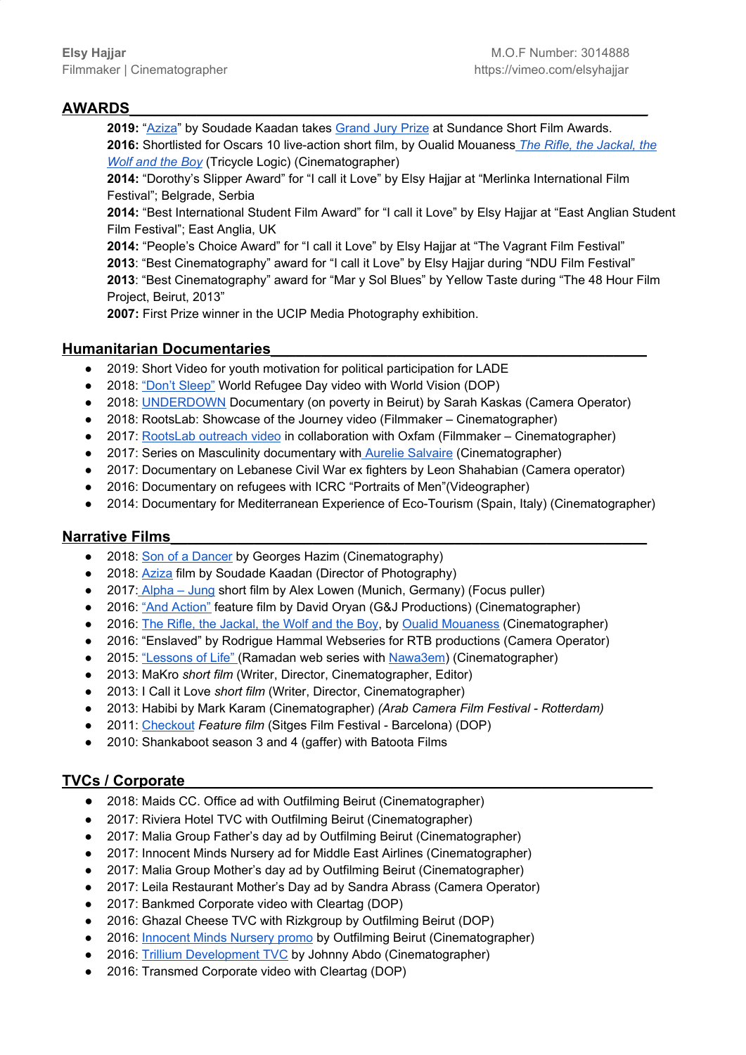Elsy Hajjar
Filmmaker | Cinematographer

M.O.F Number: 3014888
https://vimeo.com/elsyhajjar

## AWARDS

**2019:** "Aziza" by Soudade Kaadan takes Grand Jury Prize at Sundance Short Film Awards.
**2016:** Shortlisted for Oscars 10 live-action short film, by Oualid Mouaness *The Rifle, the Jackal, the Wolf and the Boy* (Tricycle Logic) (Cinematographer)
**2014:** "Dorothy's Slipper Award" for "I call it Love" by Elsy Hajjar at "Merlinka International Film Festival"; Belgrade, Serbia
**2014:** "Best International Student Film Award" for "I call it Love" by Elsy Hajjar at "East Anglian Student Film Festival"; East Anglia, UK
**2014:** "People's Choice Award" for "I call it Love" by Elsy Hajjar at "The Vagrant Film Festival"
**2013**: "Best Cinematography" award for "I call it Love" by Elsy Hajjar during "NDU Film Festival"
**2013**: "Best Cinematography" award for "Mar y Sol Blues" by Yellow Taste during "The 48 Hour Film Project, Beirut, 2013"
**2007:** First Prize winner in the UCIP Media Photography exhibition.

## Humanitarian Documentaries

- 2019: Short Video for youth motivation for political participation for LADE
- 2018: "Don't Sleep" World Refugee Day video with World Vision (DOP)
- 2018: UNDERDOWN Documentary (on poverty in Beirut) by Sarah Kaskas (Camera Operator)
- 2018: RootsLab: Showcase of the Journey video (Filmmaker – Cinematographer)
- 2017: RootsLab outreach video in collaboration with Oxfam (Filmmaker – Cinematographer)
- 2017: Series on Masculinity documentary with Aurelie Salvaire (Cinematographer)
- 2017: Documentary on Lebanese Civil War ex fighters by Leon Shahabian (Camera operator)
- 2016: Documentary on refugees with ICRC "Portraits of Men"(Videographer)
- 2014: Documentary for Mediterranean Experience of Eco-Tourism (Spain, Italy) (Cinematographer)

## Narrative Films

- 2018: Son of a Dancer by Georges Hazim (Cinematography)
- 2018: Aziza film by Soudade Kaadan (Director of Photography)
- 2017: Alpha – Jung short film by Alex Lowen (Munich, Germany) (Focus puller)
- 2016: "And Action" feature film by David Oryan (G&J Productions) (Cinematographer)
- 2016: The Rifle, the Jackal, the Wolf and the Boy, by Oualid Mouaness (Cinematographer)
- 2016: "Enslaved" by Rodrigue Hammal Webseries for RTB productions (Camera Operator)
- 2015: "Lessons of Life" (Ramadan web series with Nawa3em) (Cinematographer)
- 2013: MaKro *short film* (Writer, Director, Cinematographer, Editor)
- 2013: I Call it Love *short film* (Writer, Director, Cinematographer)
- 2013: Habibi by Mark Karam (Cinematographer) *(Arab Camera Film Festival - Rotterdam)*
- 2011: Checkout *Feature film* (Sitges Film Festival - Barcelona) (DOP)
- 2010: Shankaboot season 3 and 4 (gaffer) with Batoota Films

## TVCs / Corporate

- 2018: Maids CC. Office ad with Outfilming Beirut (Cinematographer)
- 2017: Riviera Hotel TVC with Outfilming Beirut (Cinematographer)
- 2017: Malia Group Father's day ad by Outfilming Beirut (Cinematographer)
- 2017: Innocent Minds Nursery ad for Middle East Airlines (Cinematographer)
- 2017: Malia Group Mother's day ad by Outfilming Beirut (Cinematographer)
- 2017: Leila Restaurant Mother's Day ad by Sandra Abrass (Camera Operator)
- 2017: Bankmed Corporate video with Cleartag (DOP)
- 2016: Ghazal Cheese TVC with Rizkgroup by Outfilming Beirut (DOP)
- 2016: Innocent Minds Nursery promo by Outfilming Beirut (Cinematographer)
- 2016: Trillium Development TVC by Johnny Abdo (Cinematographer)
- 2016: Transmed Corporate video with Cleartag (DOP)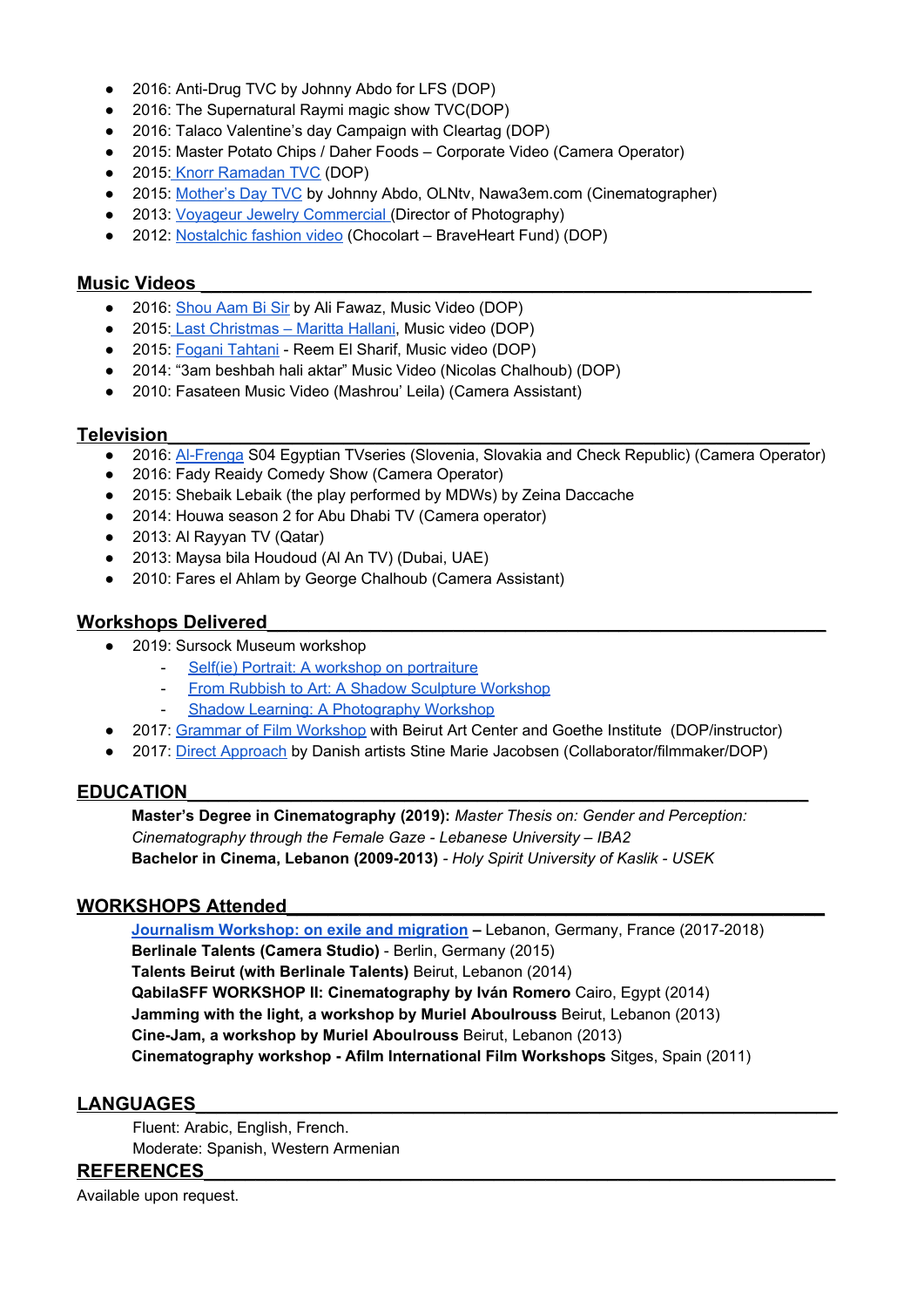- 2016: Anti-Drug TVC by Johnny Abdo for LFS (DOP)
- 2016: The Supernatural Raymi magic show TVC(DOP)
- 2016: Talaco Valentine's day Campaign with Cleartag (DOP)
- 2015: Master Potato Chips / Daher Foods – Corporate Video (Camera Operator)
- 2015: Knorr Ramadan TVC (DOP)
- 2015: Mother's Day TVC by Johnny Abdo, OLNtv, Nawa3em.com (Cinematographer)
- 2013: Voyageur Jewelry Commercial (Director of Photography)
- 2012: Nostalchic fashion video (Chocolart – BraveHeart Fund) (DOP)

## Music Videos

- 2016: Shou Aam Bi Sir by Ali Fawaz, Music Video (DOP)
- 2015: Last Christmas – Maritta Hallani, Music video (DOP)
- 2015: Fogani Tahtani - Reem El Sharif, Music video (DOP)
- 2014: "3am beshbah hali aktar" Music Video (Nicolas Chalhoub) (DOP)
- 2010: Fasateen Music Video (Mashrou' Leila) (Camera Assistant)

## Television

- 2016: Al-Frenga S04 Egyptian TVseries (Slovenia, Slovakia and Check Republic) (Camera Operator)
- 2016: Fady Reaidy Comedy Show (Camera Operator)
- 2015: Shebaik Lebaik (the play performed by MDWs) by Zeina Daccache
- 2014: Houwa season 2 for Abu Dhabi TV (Camera operator)
- 2013: Al Rayyan TV (Qatar)
- 2013: Maysa bila Houdoud (Al An TV) (Dubai, UAE)
- 2010: Fares el Ahlam by George Chalhoub (Camera Assistant)

## Workshops Delivered

- 2019: Sursock Museum workshop
  - Self(ie) Portrait: A workshop on portraiture
  - From Rubbish to Art: A Shadow Sculpture Workshop
  - Shadow Learning: A Photography Workshop
- 2017: Grammar of Film Workshop with Beirut Art Center and Goethe Institute (DOP/instructor)
- 2017: Direct Approach by Danish artists Stine Marie Jacobsen (Collaborator/filmmaker/DOP)

## EDUCATION

**Master's Degree in Cinematography (2019):** *Master Thesis on: Gender and Perception: Cinematography through the Female Gaze - Lebanese University – IBA2*
**Bachelor in Cinema, Lebanon (2009-2013)** - *Holy Spirit University of Kaslik - USEK*

## WORKSHOPS Attended

**Journalism Workshop: on exile and migration –** Lebanon, Germany, France (2017-2018)
**Berlinale Talents (Camera Studio)** - Berlin, Germany (2015)
**Talents Beirut (with Berlinale Talents)** Beirut, Lebanon (2014)
**QabilaSFF WORKSHOP II: Cinematography by Iván Romero** Cairo, Egypt (2014)
**Jamming with the light, a workshop by Muriel Aboulrouss** Beirut, Lebanon (2013)
**Cine-Jam, a workshop by Muriel Aboulrouss** Beirut, Lebanon (2013)
**Cinematography workshop - Afilm International Film Workshops** Sitges, Spain (2011)

## LANGUAGES

Fluent: Arabic, English, French.
Moderate: Spanish, Western Armenian

## REFERENCES

Available upon request.